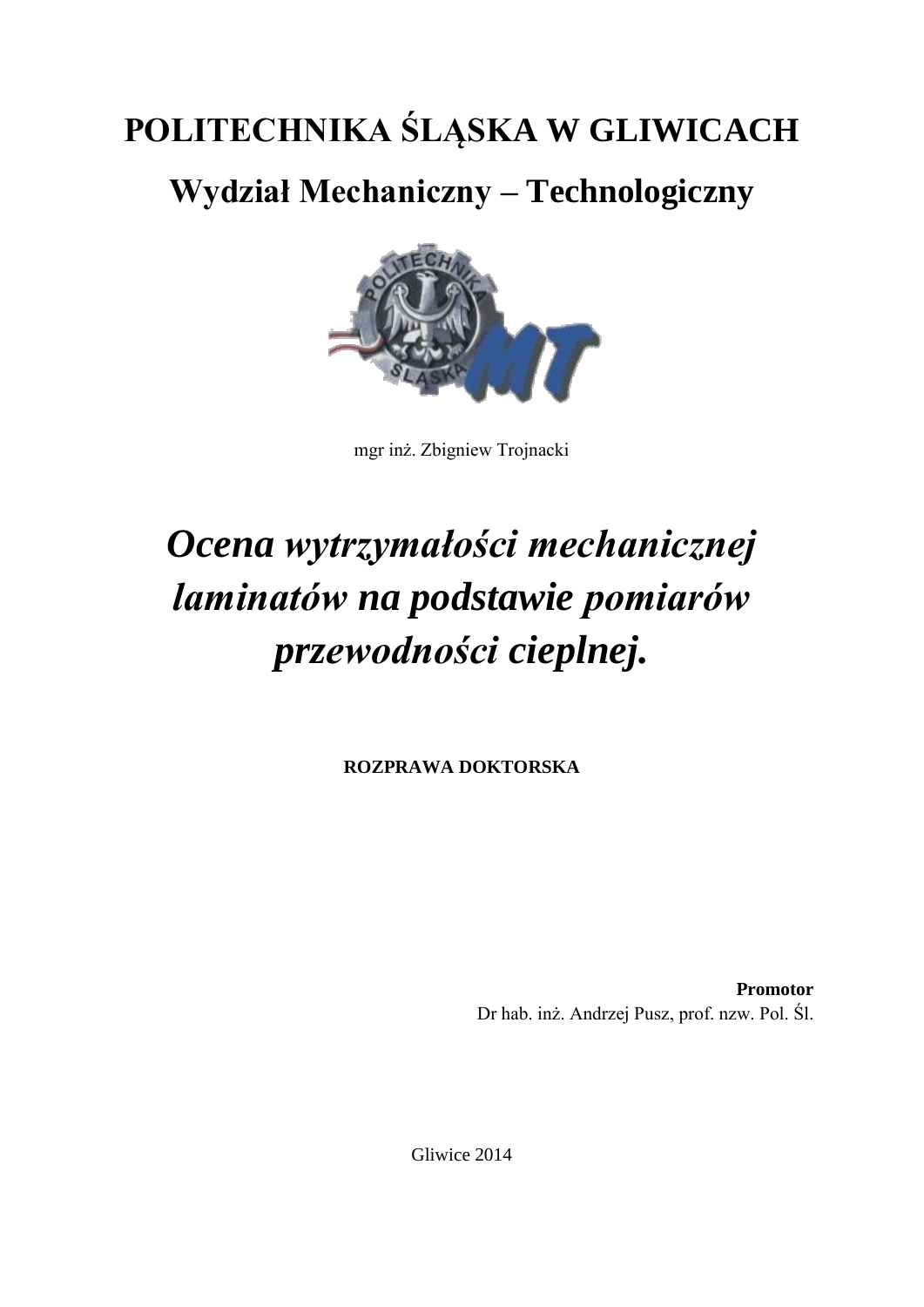# POLITECHNIKA ŚLĄSKA W GLIWICACH

## Wydział Mechaniczny – Technologiczny

mgr inż. Zbigniew Trojnacki

# *Ocena wytrzymałości mechanicznej laminatów na podstawie pomiarów przewodności cieplnej.*

**ROZPRAWA DOKTORSKA**

**Promotor**
Dr hab. inż. Andrzej Pusz, prof. nzw. Pol. Śl.

Gliwice 2014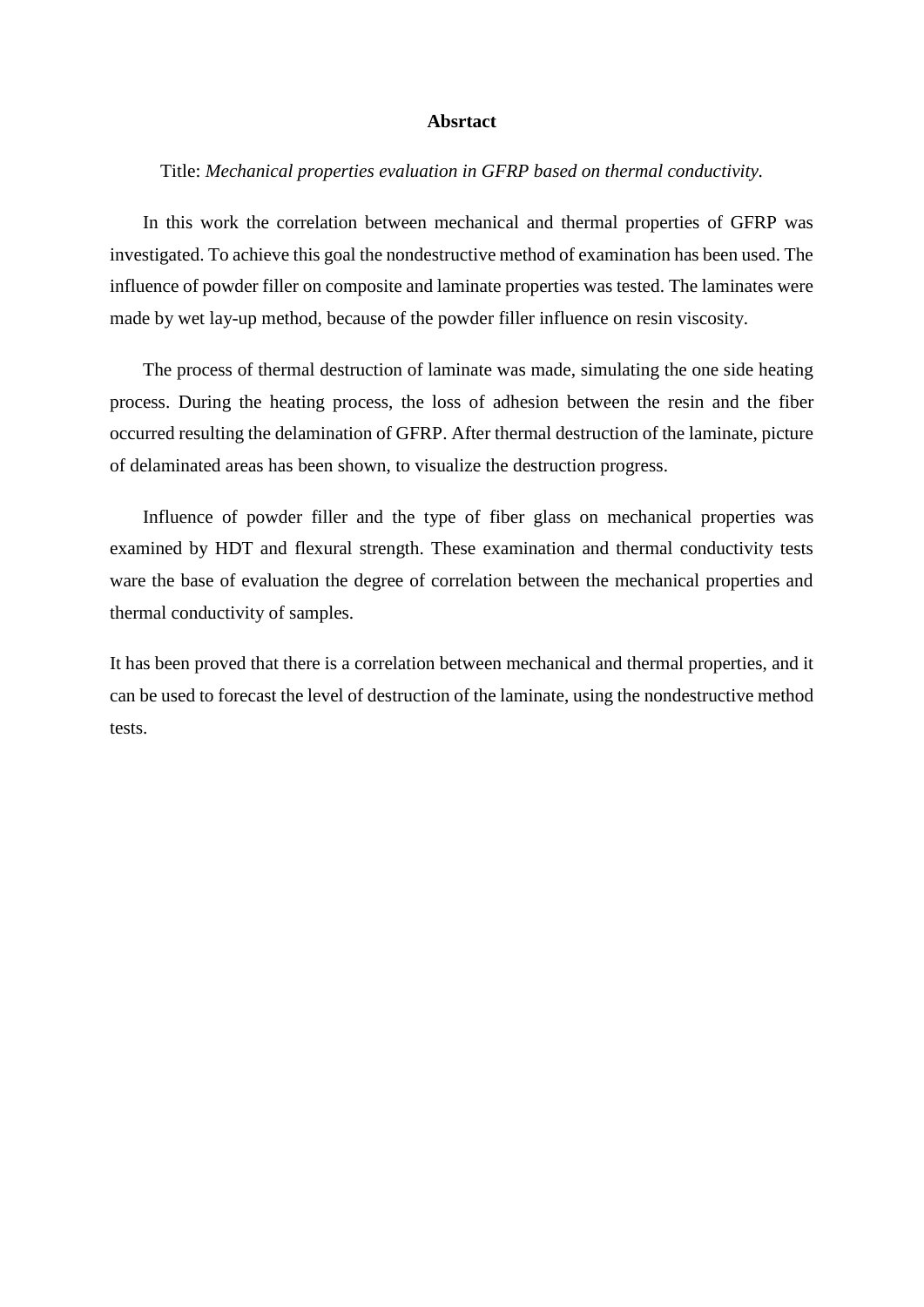# Absrtact

Title: *Mechanical properties evaluation in GFRP based on thermal conductivity.*

In this work the correlation between mechanical and thermal properties of GFRP was investigated. To achieve this goal the nondestructive method of examination has been used. The influence of powder filler on composite and laminate properties was tested. The laminates were made by wet lay-up method, because of the powder filler influence on resin viscosity.

The process of thermal destruction of laminate was made, simulating the one side heating process. During the heating process, the loss of adhesion between the resin and the fiber occurred resulting the delamination of GFRP. After thermal destruction of the laminate, picture of delaminated areas has been shown, to visualize the destruction progress.

Influence of powder filler and the type of fiber glass on mechanical properties was examined by HDT and flexural strength. These examination and thermal conductivity tests ware the base of evaluation the degree of correlation between the mechanical properties and thermal conductivity of samples.

It has been proved that there is a correlation between mechanical and thermal properties, and it can be used to forecast the level of destruction of the laminate, using the nondestructive method tests.